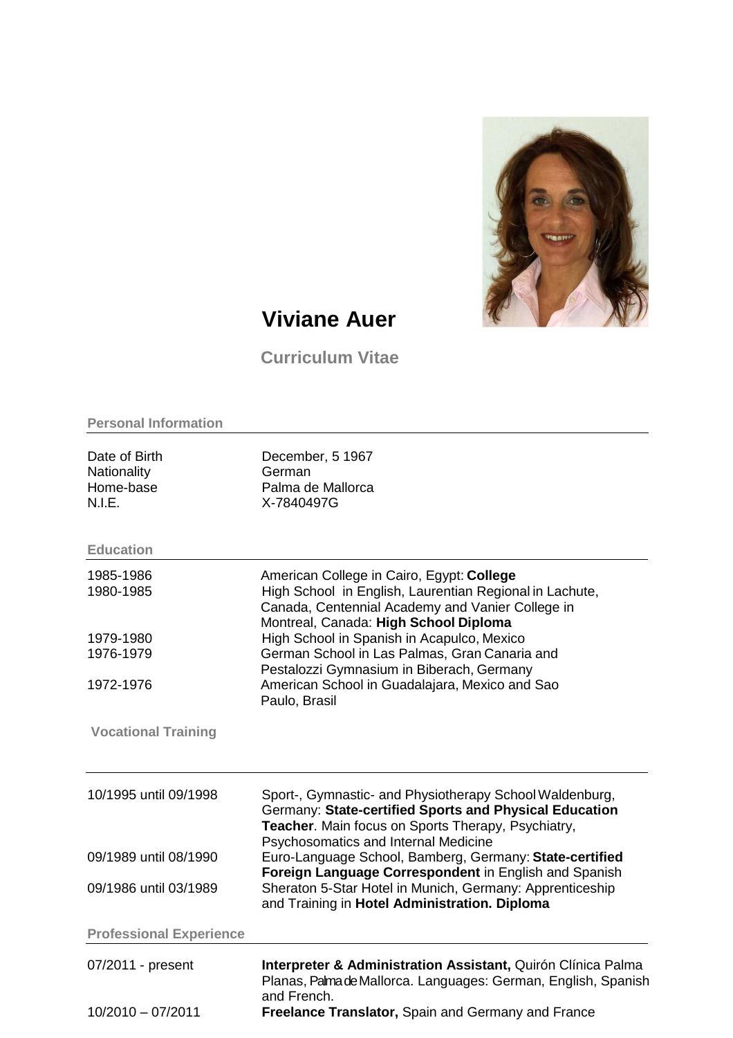# Viviane Auer

## Curriculum Vitae

### Personal Information

| | |
|---|---|
| Date of Birth | December, 5 1967 |
| Nationality | German |
| Home-base | Palma de Mallorca |
| N.I.E. | X-7840497G |

### Education

| | |
|---|---|
| 1985-1986 | American College in Cairo, Egypt: **College** |
| 1980-1985 | High School in English, Laurentian Regional in Lachute, Canada, Centennial Academy and Vanier College in Montreal, Canada: **High School Diploma** |
| 1979-1980 | High School in Spanish in Acapulco, Mexico |
| 1976-1979 | German School in Las Palmas, Gran Canaria and Pestalozzi Gymnasium in Biberach, Germany |
| 1972-1976 | American School in Guadalajara, Mexico and Sao Paulo, Brasil |

### Vocational Training

| | |
|---|---|
| 10/1995 until 09/1998 | Sport-, Gymnastic- and Physiotherapy School Waldenburg, Germany: **State-certified Sports and Physical Education Teacher**. Main focus on Sports Therapy, Psychiatry, Psychosomatics and Internal Medicine |
| 09/1989 until 08/1990 | Euro-Language School, Bamberg, Germany: **State-certified Foreign Language Correspondent** in English and Spanish |
| 09/1986 until 03/1989 | Sheraton 5-Star Hotel in Munich, Germany: Apprenticeship and Training in **Hotel Administration. Diploma** |

### Professional Experience

| | |
|---|---|
| 07/2011 - present | **Interpreter & Administration Assistant,** Quirón Clínica Palma Planas, Palma de Mallorca. Languages: German, English, Spanish and French. |
| 10/2010 – 07/2011 | **Freelance Translator,** Spain and Germany and France |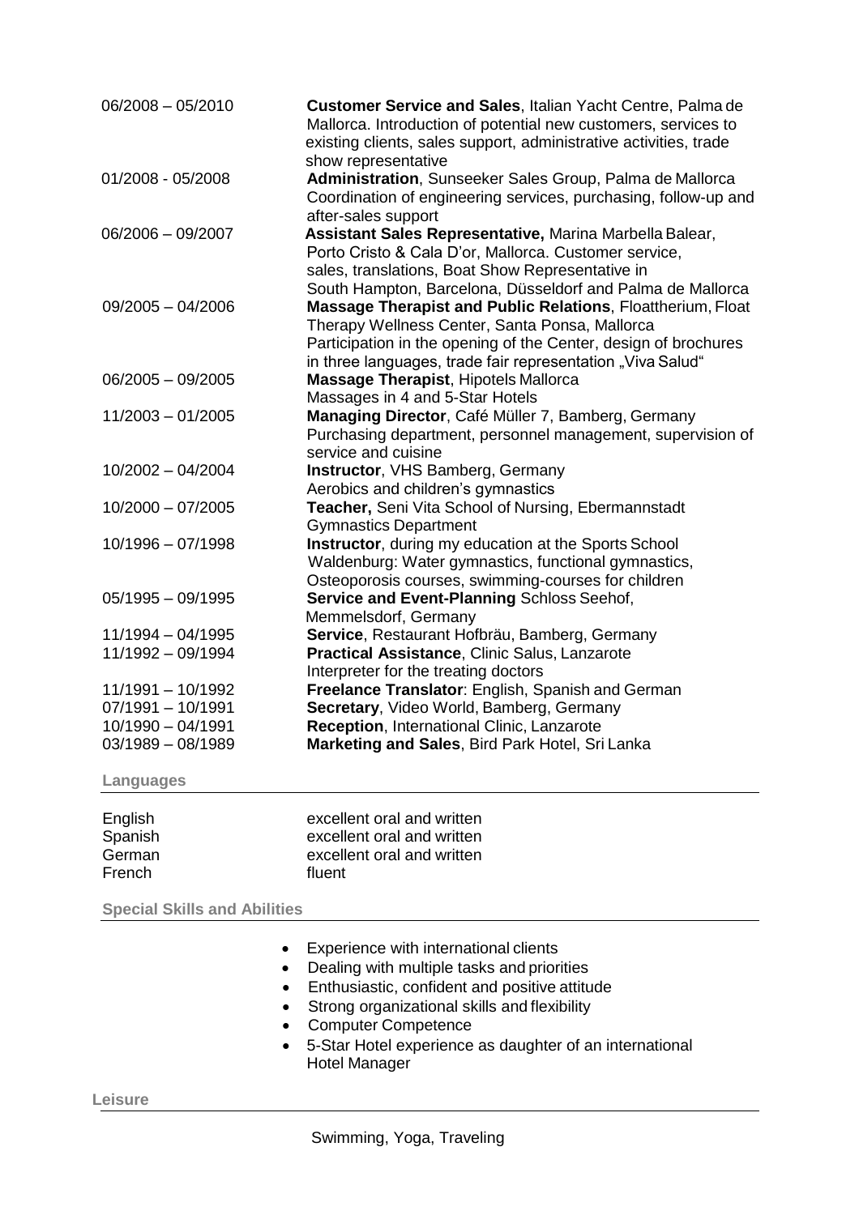| | |
|---|---|
| 06/2008 – 05/2010 | **Customer Service and Sales**, Italian Yacht Centre, Palma de Mallorca. Introduction of potential new customers, services to existing clients, sales support, administrative activities, trade show representative |
| 01/2008 - 05/2008 | **Administration**, Sunseeker Sales Group, Palma de Mallorca Coordination of engineering services, purchasing, follow-up and after-sales support |
| 06/2006 – 09/2007 | **Assistant Sales Representative,** Marina Marbella Balear, Porto Cristo & Cala D'or, Mallorca. Customer service, sales, translations, Boat Show Representative in South Hampton, Barcelona, Düsseldorf and Palma de Mallorca |
| 09/2005 – 04/2006 | **Massage Therapist and Public Relations**, Floattherium, Float Therapy Wellness Center, Santa Ponsa, Mallorca Participation in the opening of the Center, design of brochures in three languages, trade fair representation „Viva Salud" |
| 06/2005 – 09/2005 | **Massage Therapist**, Hipotels Mallorca Massages in 4 and 5-Star Hotels |
| 11/2003 – 01/2005 | **Managing Director**, Café Müller 7, Bamberg, Germany Purchasing department, personnel management, supervision of service and cuisine |
| 10/2002 – 04/2004 | **Instructor**, VHS Bamberg, Germany Aerobics and children's gymnastics |
| 10/2000 – 07/2005 | **Teacher,** Seni Vita School of Nursing, Ebermannstadt Gymnastics Department |
| 10/1996 – 07/1998 | **Instructor**, during my education at the Sports School Waldenburg: Water gymnastics, functional gymnastics, Osteoporosis courses, swimming-courses for children |
| 05/1995 – 09/1995 | **Service and Event-Planning** Schloss Seehof, Memmelsdorf, Germany |
| 11/1994 – 04/1995 | **Service**, Restaurant Hofbräu, Bamberg, Germany |
| 11/1992 – 09/1994 | **Practical Assistance**, Clinic Salus, Lanzarote Interpreter for the treating doctors |
| 11/1991 – 10/1992 | **Freelance Translator**: English, Spanish and German |
| 07/1991 – 10/1991 | **Secretary**, Video World, Bamberg, Germany |
| 10/1990 – 04/1991 | **Reception**, International Clinic, Lanzarote |
| 03/1989 – 08/1989 | **Marketing and Sales**, Bird Park Hotel, Sri Lanka |

## Languages

| | |
|---|---|
| English | excellent oral and written |
| Spanish | excellent oral and written |
| German | excellent oral and written |
| French | fluent |

## Special Skills and Abilities

- Experience with international clients
- Dealing with multiple tasks and priorities
- Enthusiastic, confident and positive attitude
- Strong organizational skills and flexibility
- Computer Competence
- 5-Star Hotel experience as daughter of an international Hotel Manager

## Leisure

Swimming, Yoga, Traveling